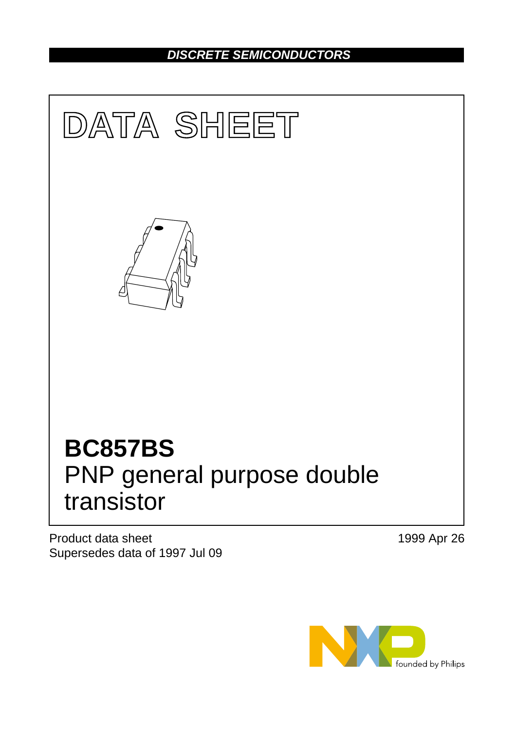DISCRETE SEMICONDUCTORS

# DATA SHEET

# BC857BS

## PNP general purpose double transistor

Product data sheet
Supersedes data of 1997 Jul 09

1999 Apr 26

founded by Philips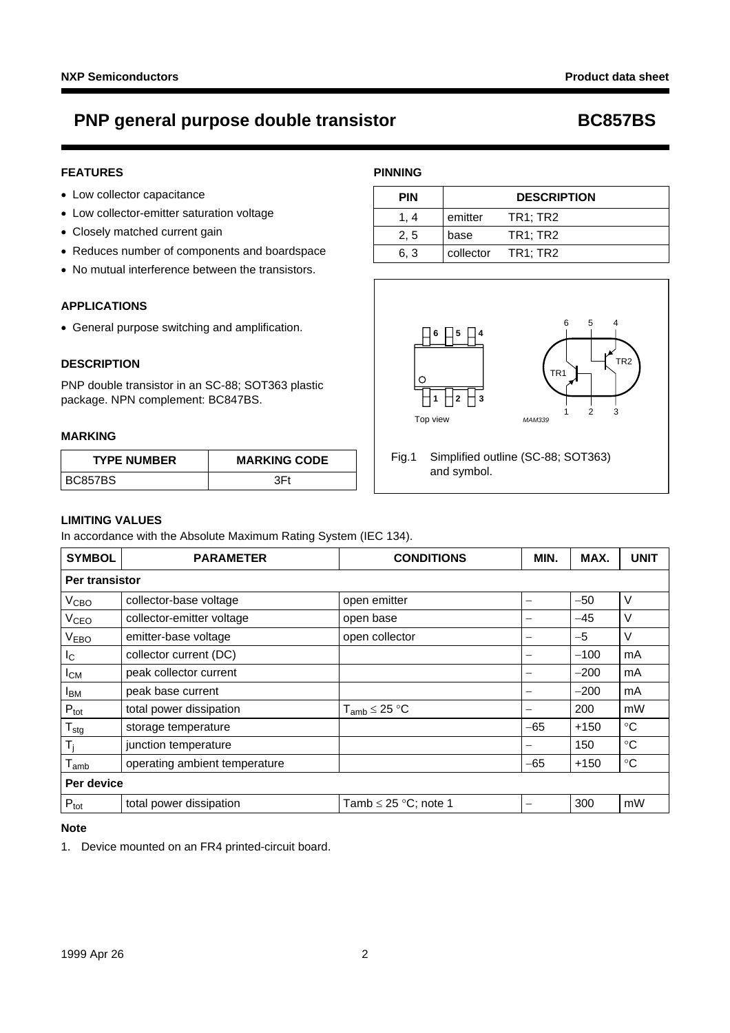# PNP general purpose double transistor — BC857BS

## FEATURES

- Low collector capacitance
- Low collector-emitter saturation voltage
- Closely matched current gain
- Reduces number of components and boardspace
- No mutual interference between the transistors.

## APPLICATIONS

- General purpose switching and amplification.

## DESCRIPTION

PNP double transistor in an SC-88; SOT363 plastic package. NPN complement: BC847BS.

## MARKING

| TYPE NUMBER | MARKING CODE |
|---|---|
| BC857BS | 3Ft |

## PINNING

| PIN | DESCRIPTION | |
|---|---|---|
| 1, 4 | emitter | TR1; TR2 |
| 2, 5 | base | TR1; TR2 |
| 6, 3 | collector | TR1; TR2 |

Fig.1 Simplified outline (SC-88; SOT363) and symbol.

## LIMITING VALUES

In accordance with the Absolute Maximum Rating System (IEC 134).

| SYMBOL | PARAMETER | CONDITIONS | MIN. | MAX. | UNIT |
|---|---|---|---|---|---|
| **Per transistor** | | | | | |
| $V_{CBO}$ | collector-base voltage | open emitter | − | −50 | V |
| $V_{CEO}$ | collector-emitter voltage | open base | − | −45 | V |
| $V_{EBO}$ | emitter-base voltage | open collector | − | −5 | V |
| $I_C$ | collector current (DC) | | − | −100 | mA |
| $I_{CM}$ | peak collector current | | − | −200 | mA |
| $I_{BM}$ | peak base current | | − | −200 | mA |
| $P_{tot}$ | total power dissipation | $T_{amb} \leq 25$ °C | − | 200 | mW |
| $T_{stg}$ | storage temperature | | −65 | +150 | °C |
| $T_j$ | junction temperature | | − | 150 | °C |
| $T_{amb}$ | operating ambient temperature | | −65 | +150 | °C |
| **Per device** | | | | | |
| $P_{tot}$ | total power dissipation | Tamb ≤ 25 °C; note 1 | − | 300 | mW |

**Note**

1. Device mounted on an FR4 printed-circuit board.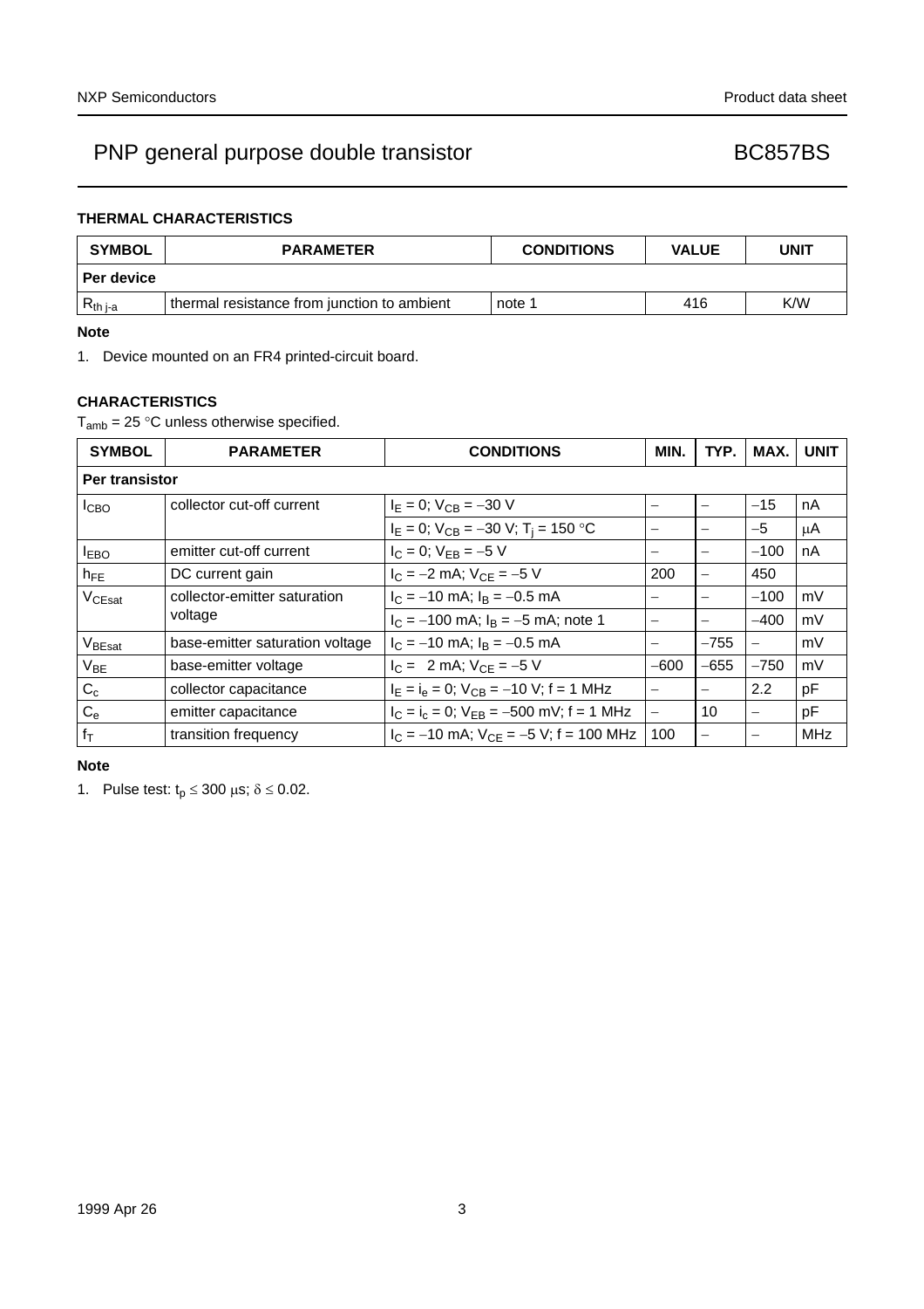### THERMAL CHARACTERISTICS

| SYMBOL | PARAMETER | CONDITIONS | VALUE | UNIT |
|---|---|---|---|---|
| **Per device** | | | | |
| $R_{th\ j\text{-}a}$ | thermal resistance from junction to ambient | note 1 | 416 | K/W |

**Note**

1. Device mounted on an FR4 printed-circuit board.

### CHARACTERISTICS

$T_{amb}$ = 25 °C unless otherwise specified.

| SYMBOL | PARAMETER | CONDITIONS | MIN. | TYP. | MAX. | UNIT |
|---|---|---|---|---|---|---|
| **Per transistor** | | | | | | |
| $I_{CBO}$ | collector cut-off current | $I_E = 0$; $V_{CB} = -30$ V | – | – | −15 | nA |
| | | $I_E = 0$; $V_{CB} = -30$ V; $T_j = 150$ °C | – | – | −5 | μA |
| $I_{EBO}$ | emitter cut-off current | $I_C = 0$; $V_{EB} = -5$ V | – | – | −100 | nA |
| $h_{FE}$ | DC current gain | $I_C = -2$ mA; $V_{CE} = -5$ V | 200 | – | 450 | |
| $V_{CEsat}$ | collector-emitter saturation voltage | $I_C = -10$ mA; $I_B = -0.5$ mA | – | – | −100 | mV |
| | | $I_C = -100$ mA; $I_B = -5$ mA; note 1 | – | – | −400 | mV |
| $V_{BEsat}$ | base-emitter saturation voltage | $I_C = -10$ mA; $I_B = -0.5$ mA | – | −755 | – | mV |
| $V_{BE}$ | base-emitter voltage | $I_C =$ 2 mA; $V_{CE} = -5$ V | −600 | −655 | −750 | mV |
| $C_c$ | collector capacitance | $I_E = i_e = 0$; $V_{CB} = -10$ V; f = 1 MHz | – | – | 2.2 | pF |
| $C_e$ | emitter capacitance | $I_C = i_c = 0$; $V_{EB} = -500$ mV; f = 1 MHz | – | 10 | – | pF |
| $f_T$ | transition frequency | $I_C = -10$ mA; $V_{CE} = -5$ V; f = 100 MHz | 100 | – | – | MHz |

**Note**

1. Pulse test: $t_p \leq 300$ μs; $\delta \leq 0.02$.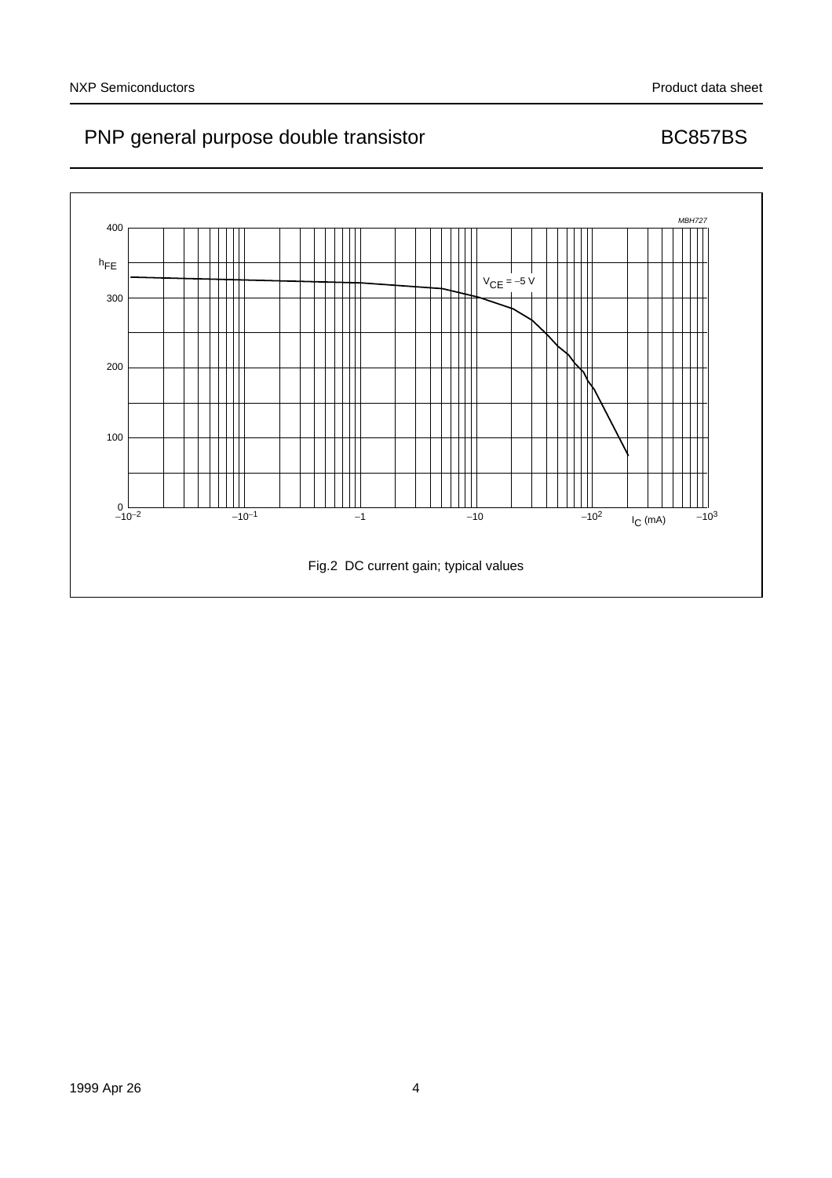MBH727

$h_{FE}$

400

300

200

100

0

$V_{CE} = -5$ V

$-10^{-2}$ $-10^{-1}$ $-1$ $-10$ $-10^{2}$ $I_C$ (mA) $-10^{3}$

Fig.2 DC current gain; typical values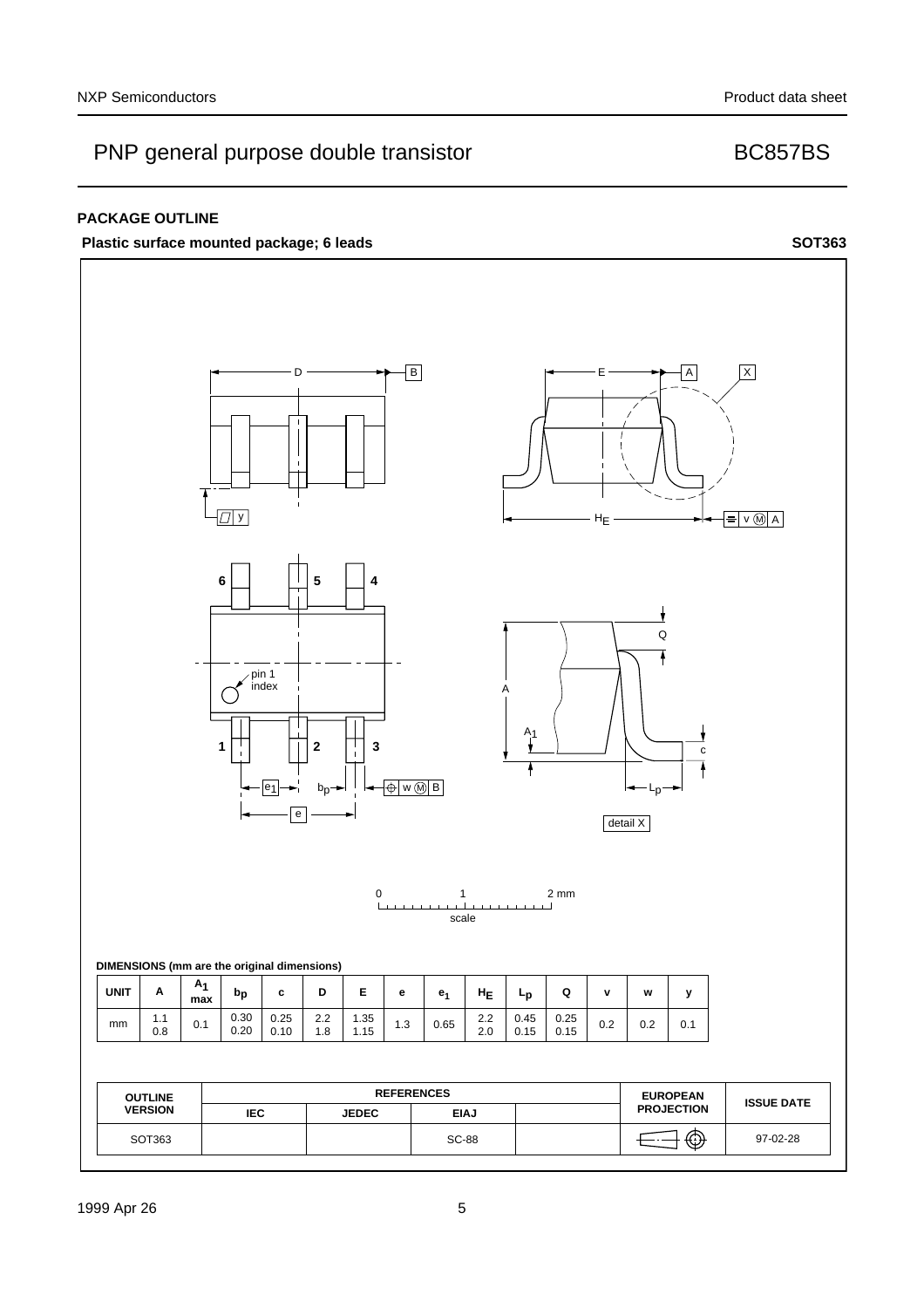## PACKAGE OUTLINE

**Plastic surface mounted package; 6 leads** **SOT363**

**DIMENSIONS (mm are the original dimensions)**

| UNIT | A | $A_1$ max | $b_p$ | c | D | E | e | $e_1$ | $H_E$ | $L_p$ | Q | v | w | y |
|---|---|---|---|---|---|---|---|---|---|---|---|---|---|---|
| mm | 1.1<br>0.8 | 0.1 | 0.30<br>0.20 | 0.25<br>0.10 | 2.2<br>1.8 | 1.35<br>1.15 | 1.3 | 0.65 | 2.2<br>2.0 | 0.45<br>0.15 | 0.25<br>0.15 | 0.2 | 0.2 | 0.1 |

| OUTLINE VERSION | REFERENCES | | | | EUROPEAN PROJECTION | ISSUE DATE |
|---|---|---|---|---|---|---|
| | IEC | JEDEC | EIAJ | | | |
| SOT363 | | | SC-88 | | | 97-02-28 |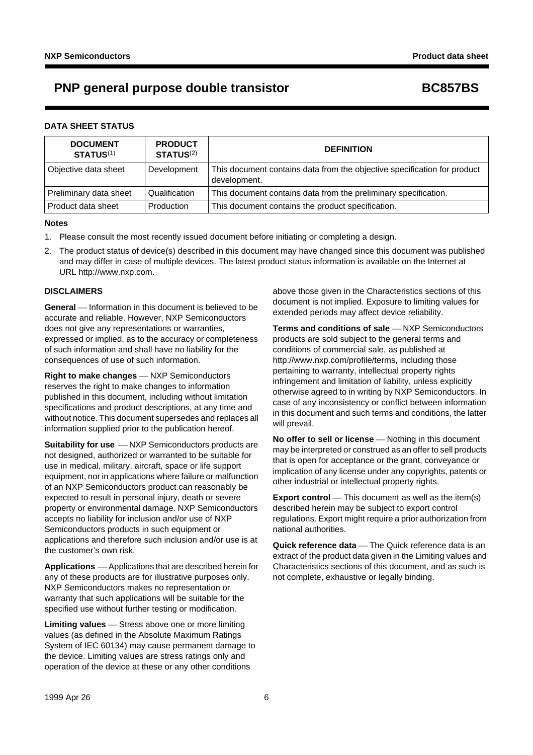## DATA SHEET STATUS

| DOCUMENT STATUS[1] | PRODUCT STATUS[2] | DEFINITION |
|---|---|---|
| Objective data sheet | Development | This document contains data from the objective specification for product development. |
| Preliminary data sheet | Qualification | This document contains data from the preliminary specification. |
| Product data sheet | Production | This document contains the product specification. |

**Notes**

1. Please consult the most recently issued document before initiating or completing a design.
2. The product status of device(s) described in this document may have changed since this document was published and may differ in case of multiple devices. The latest product status information is available on the Internet at URL http://www.nxp.com.

## DISCLAIMERS

**General** — Information in this document is believed to be accurate and reliable. However, NXP Semiconductors does not give any representations or warranties, expressed or implied, as to the accuracy or completeness of such information and shall have no liability for the consequences of use of such information.

**Right to make changes** — NXP Semiconductors reserves the right to make changes to information published in this document, including without limitation specifications and product descriptions, at any time and without notice. This document supersedes and replaces all information supplied prior to the publication hereof.

**Suitability for use** — NXP Semiconductors products are not designed, authorized or warranted to be suitable for use in medical, military, aircraft, space or life support equipment, nor in applications where failure or malfunction of an NXP Semiconductors product can reasonably be expected to result in personal injury, death or severe property or environmental damage. NXP Semiconductors accepts no liability for inclusion and/or use of NXP Semiconductors products in such equipment or applications and therefore such inclusion and/or use is at the customer's own risk.

**Applications** — Applications that are described herein for any of these products are for illustrative purposes only. NXP Semiconductors makes no representation or warranty that such applications will be suitable for the specified use without further testing or modification.

**Limiting values** — Stress above one or more limiting values (as defined in the Absolute Maximum Ratings System of IEC 60134) may cause permanent damage to the device. Limiting values are stress ratings only and operation of the device at these or any other conditions above those given in the Characteristics sections of this document is not implied. Exposure to limiting values for extended periods may affect device reliability.

**Terms and conditions of sale** — NXP Semiconductors products are sold subject to the general terms and conditions of commercial sale, as published at http://www.nxp.com/profile/terms, including those pertaining to warranty, intellectual property rights infringement and limitation of liability, unless explicitly otherwise agreed to in writing by NXP Semiconductors. In case of any inconsistency or conflict between information in this document and such terms and conditions, the latter will prevail.

**No offer to sell or license** — Nothing in this document may be interpreted or construed as an offer to sell products that is open for acceptance or the grant, conveyance or implication of any license under any copyrights, patents or other industrial or intellectual property rights.

**Export control** — This document as well as the item(s) described herein may be subject to export control regulations. Export might require a prior authorization from national authorities.

**Quick reference data** — The Quick reference data is an extract of the product data given in the Limiting values and Characteristics sections of this document, and as such is not complete, exhaustive or legally binding.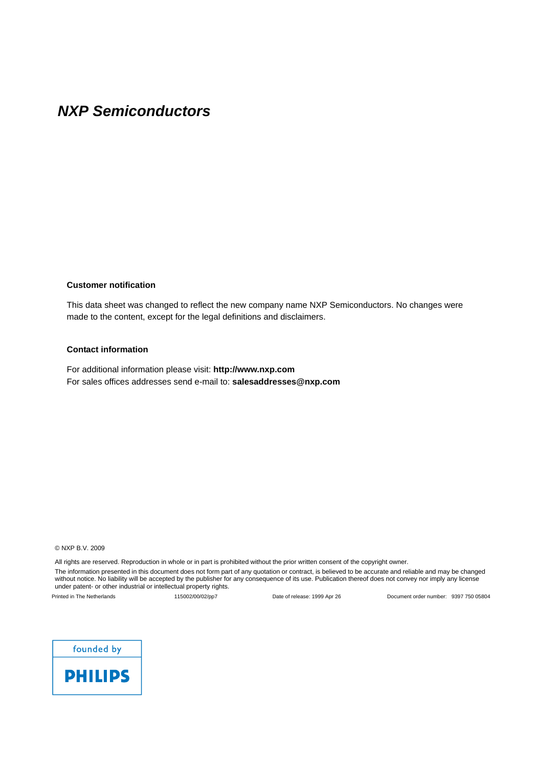# *NXP Semiconductors*

**Customer notification**

This data sheet was changed to reflect the new company name NXP Semiconductors. No changes were made to the content, except for the legal definitions and disclaimers.

**Contact information**

For additional information please visit: **http://www.nxp.com**
For sales offices addresses send e-mail to: **salesaddresses@nxp.com**

© NXP B.V. 2009

All rights are reserved. Reproduction in whole or in part is prohibited without the prior written consent of the copyright owner.

The information presented in this document does not form part of any quotation or contract, is believed to be accurate and reliable and may be changed without notice. No liability will be accepted by the publisher for any consequence of its use. Publication thereof does not convey nor imply any license under patent- or other industrial or intellectual property rights.

Printed in The Netherlands    115002/00/02/pp7    Date of release: 1999 Apr 26    Document order number: 9397 750 05804

founded by

PHILIPS